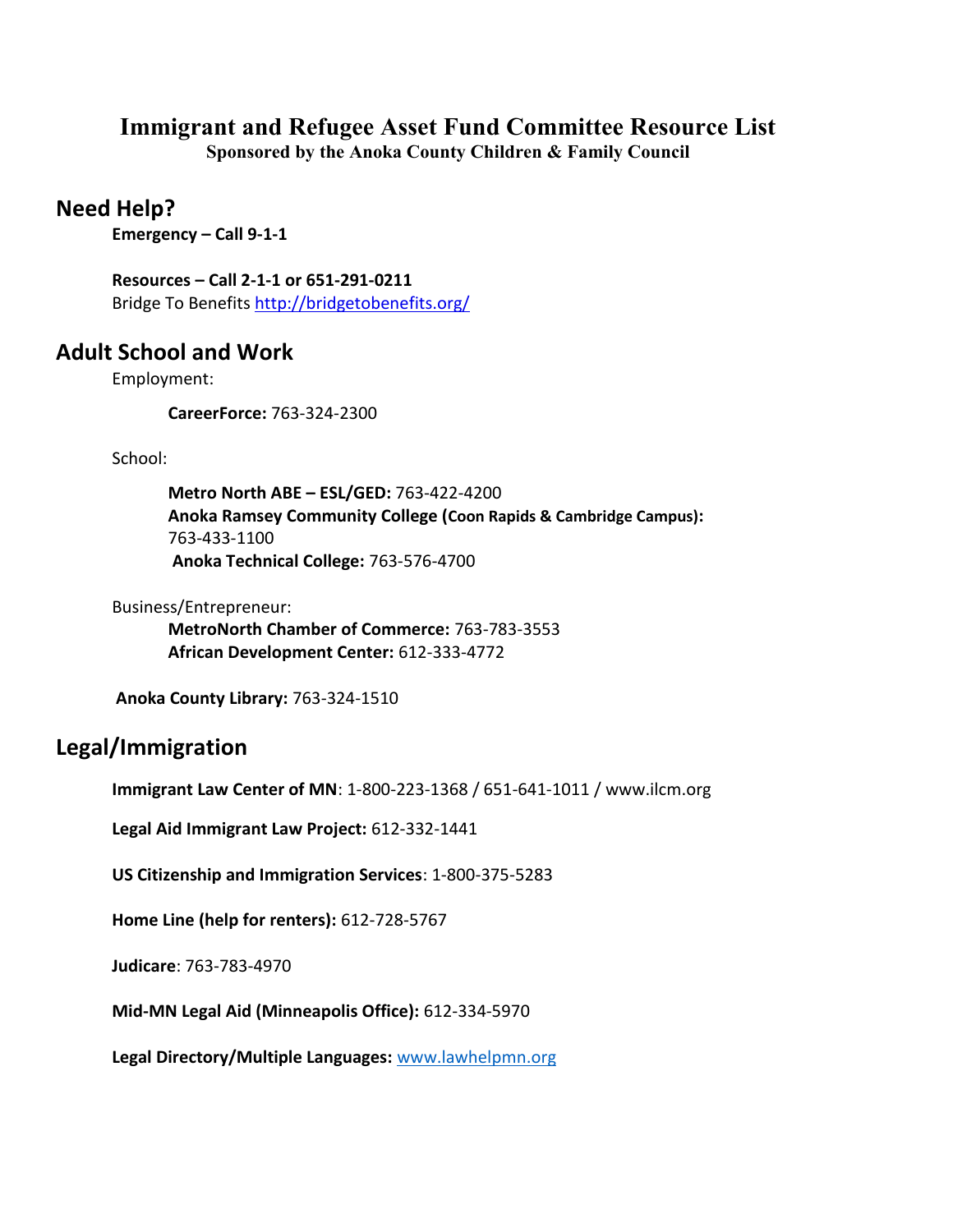# Immigrant and Refugee Asset Fund Committee Resource List

**Sponsored by the Anoka County Children & Family Council**

## Need Help?

**Emergency – Call 9-1-1**

**Resources – Call 2-1-1 or 651-291-0211**
Bridge To Benefits http://bridgetobenefits.org/

## Adult School and Work

Employment:

**CareerForce:** 763-324-2300

School:

**Metro North ABE – ESL/GED:** 763-422-4200
**Anoka Ramsey Community College (Coon Rapids & Cambridge Campus):** 763-433-1100
**Anoka Technical College:** 763-576-4700

Business/Entrepreneur:

**MetroNorth Chamber of Commerce:** 763-783-3553
**African Development Center:** 612-333-4772

**Anoka County Library:** 763-324-1510

## Legal/Immigration

**Immigrant Law Center of MN**: 1-800-223-1368 / 651-641-1011 / www.ilcm.org

**Legal Aid Immigrant Law Project:** 612-332-1441

**US Citizenship and Immigration Services**: 1-800-375-5283

**Home Line (help for renters):** 612-728-5767

**Judicare**: 763-783-4970

**Mid-MN Legal Aid (Minneapolis Office):** 612-334-5970

**Legal Directory/Multiple Languages:** www.lawhelpmn.org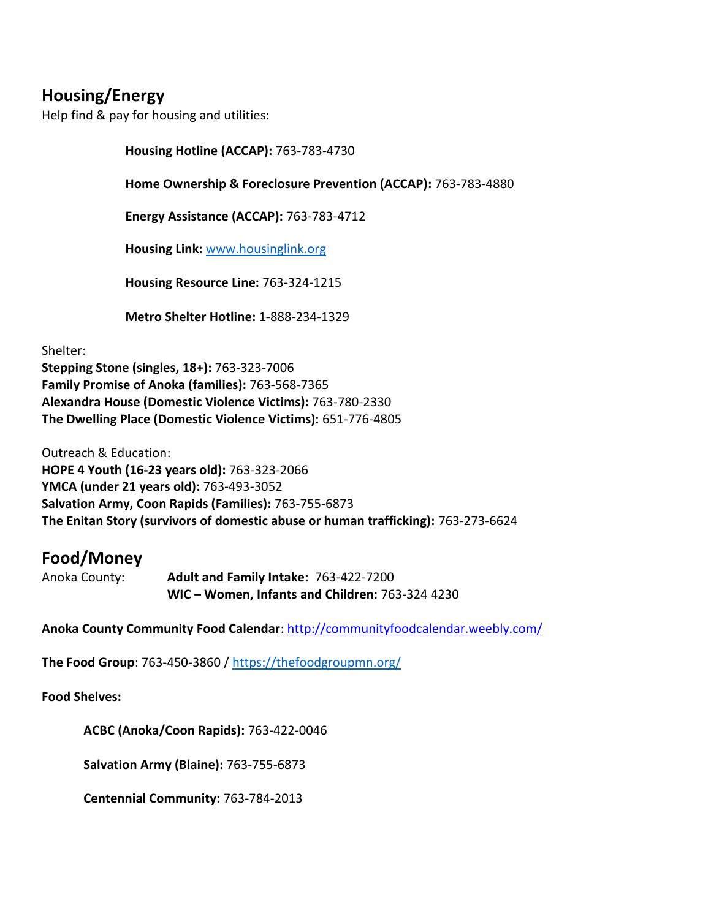## Housing/Energy

Help find & pay for housing and utilities:

**Housing Hotline (ACCAP):** 763-783-4730

**Home Ownership & Foreclosure Prevention (ACCAP):** 763-783-4880

**Energy Assistance (ACCAP):** 763-783-4712

**Housing Link:** [www.housinglink.org](www.housinglink.org)

**Housing Resource Line:** 763-324-1215

**Metro Shelter Hotline:** 1-888-234-1329

Shelter:
**Stepping Stone (singles, 18+):** 763-323-7006
**Family Promise of Anoka (families):** 763-568-7365
**Alexandra House (Domestic Violence Victims):** 763-780-2330
**The Dwelling Place (Domestic Violence Victims):** 651-776-4805

Outreach & Education:
**HOPE 4 Youth (16-23 years old):** 763-323-2066
**YMCA (under 21 years old):** 763-493-3052
**Salvation Army, Coon Rapids (Families):** 763-755-6873
**The Enitan Story (survivors of domestic abuse or human trafficking):** 763-273-6624

## Food/Money

Anoka County: **Adult and Family Intake:** 763-422-7200
**WIC – Women, Infants and Children:** 763-324 4230

**Anoka County Community Food Calendar**: [http://communityfoodcalendar.weebly.com/](http://communityfoodcalendar.weebly.com/)

**The Food Group**: 763-450-3860 / [https://thefoodgroupmn.org/](https://thefoodgroupmn.org/)

**Food Shelves:**

**ACBC (Anoka/Coon Rapids):** 763-422-0046

**Salvation Army (Blaine):** 763-755-6873

**Centennial Community:** 763-784-2013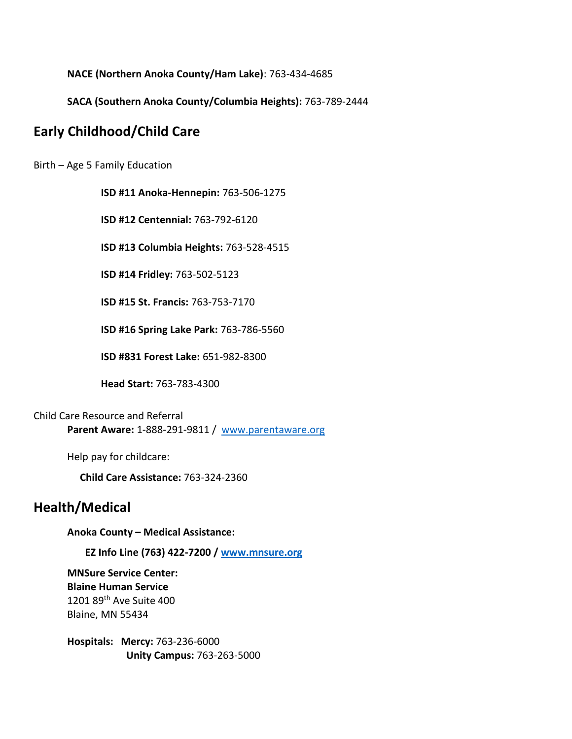**NACE (Northern Anoka County/Ham Lake)**: 763-434-4685

**SACA (Southern Anoka County/Columbia Heights):** 763-789-2444

## Early Childhood/Child Care

Birth – Age 5 Family Education

**ISD #11 Anoka-Hennepin:** 763-506-1275

**ISD #12 Centennial:** 763-792-6120

**ISD #13 Columbia Heights:** 763-528-4515

**ISD #14 Fridley:** 763-502-5123

**ISD #15 St. Francis:** 763-753-7170

**ISD #16 Spring Lake Park:** 763-786-5560

**ISD #831 Forest Lake:** 651-982-8300

**Head Start:** 763-783-4300

Child Care Resource and Referral
**Parent Aware:** 1-888-291-9811 / www.parentaware.org

Help pay for childcare:

**Child Care Assistance:** 763-324-2360

## Health/Medical

**Anoka County – Medical Assistance:**

**EZ Info Line (763) 422-7200 / www.mnsure.org**

**MNSure Service Center:**
**Blaine Human Service**
1201 89th Ave Suite 400
Blaine, MN 55434

**Hospitals: Mercy:** 763-236-6000
**Unity Campus:** 763-263-5000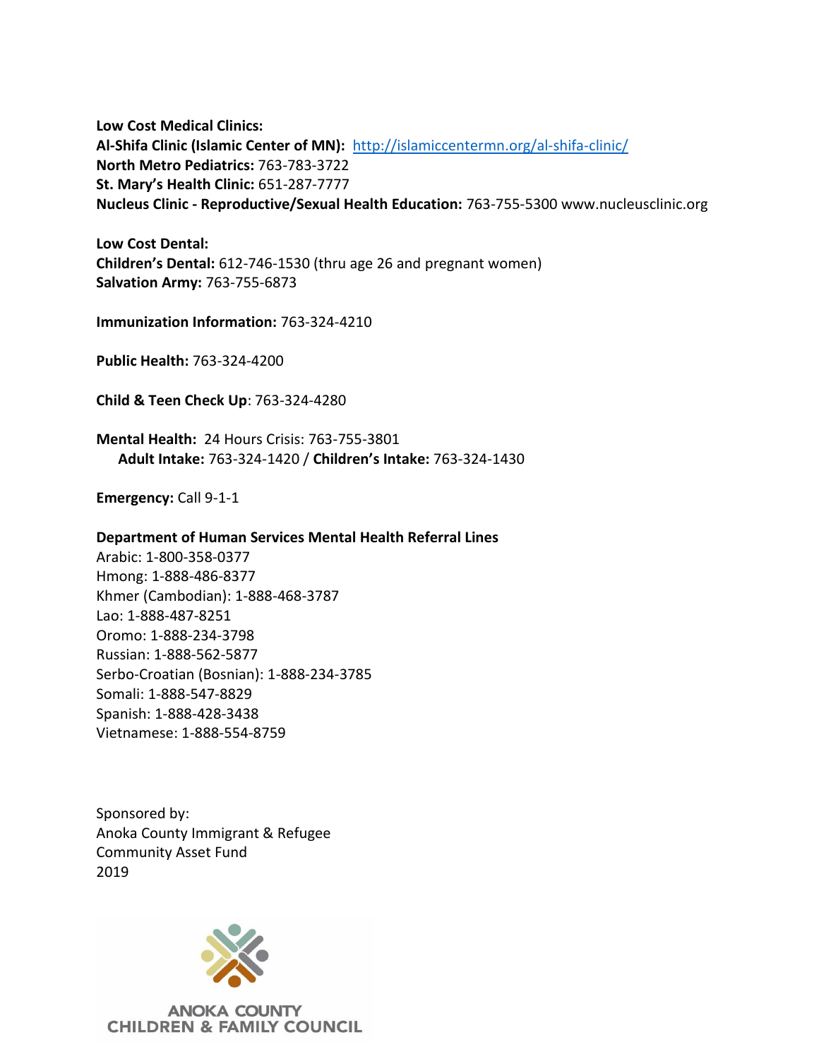**Low Cost Medical Clinics:**
**Al-Shifa Clinic (Islamic Center of MN):** http://islamiccentermn.org/al-shifa-clinic/
**North Metro Pediatrics:** 763-783-3722
**St. Mary's Health Clinic:** 651-287-7777
**Nucleus Clinic - Reproductive/Sexual Health Education:** 763-755-5300 www.nucleusclinic.org

**Low Cost Dental:**
**Children's Dental:** 612-746-1530 (thru age 26 and pregnant women)
**Salvation Army:** 763-755-6873

**Immunization Information:** 763-324-4210

**Public Health:** 763-324-4200

**Child & Teen Check Up**: 763-324-4280

**Mental Health:** 24 Hours Crisis: 763-755-3801
**Adult Intake:** 763-324-1420 / **Children's Intake:** 763-324-1430

**Emergency:** Call 9-1-1

**Department of Human Services Mental Health Referral Lines**
Arabic: 1-800-358-0377
Hmong: 1-888-486-8377
Khmer (Cambodian): 1-888-468-3787
Lao: 1-888-487-8251
Oromo: 1-888-234-3798
Russian: 1-888-562-5877
Serbo-Croatian (Bosnian): 1-888-234-3785
Somali: 1-888-547-8829
Spanish: 1-888-428-3438
Vietnamese: 1-888-554-8759

Sponsored by:
Anoka County Immigrant & Refugee
Community Asset Fund
2019

ANOKA COUNTY
CHILDREN & FAMILY COUNCIL